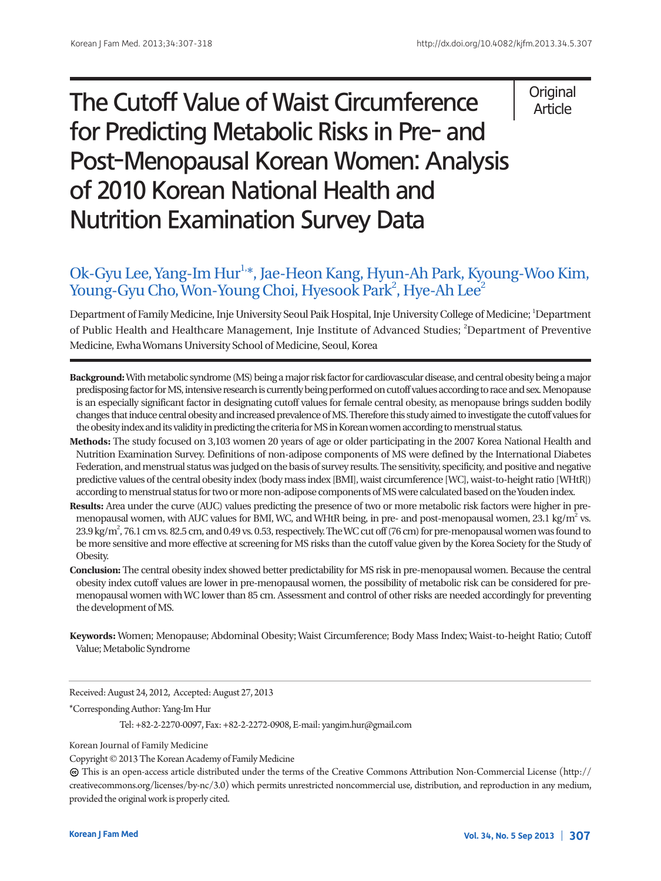Original Article

# The Cutoff Value of Waist Circumference for Predicting Metabolic Risks in Pre- and Post-Menopausal Korean Women: Analysis of 2010 Korean National Health and Nutrition Examination Survey Data

Ok-Gyu Lee, Yang-Im Hur[1,*], Jae-Heon Kang, Hyun-Ah Park, Kyoung-Woo Kim, Young-Gyu Cho, Won-Young Choi, Hyesook Park[2], Hye-Ah Lee[2]

Department of Family Medicine, Inje University Seoul Paik Hospital, Inje University College of Medicine; [1]Department of Public Health and Healthcare Management, Inje Institute of Advanced Studies; [2]Department of Preventive Medicine, Ewha Womans University School of Medicine, Seoul, Korea

**Background:** With metabolic syndrome (MS) being a major risk factor for cardiovascular disease, and central obesity being a major predisposing factor for MS, intensive research is currently being performed on cutoff values according to race and sex. Menopause is an especially significant factor in designating cutoff values for female central obesity, as menopause brings sudden bodily changes that induce central obesity and increased prevalence of MS. Therefore this study aimed to investigate the cutoff values for the obesity index and its validity in predicting the criteria for MS in Korean women according to menstrual status.

**Methods:** The study focused on 3,103 women 20 years of age or older participating in the 2007 Korea National Health and Nutrition Examination Survey. Definitions of non-adipose components of MS were defined by the International Diabetes Federation, and menstrual status was judged on the basis of survey results. The sensitivity, specificity, and positive and negative predictive values of the central obesity index (body mass index [BMI], waist circumference [WC], waist-to-height ratio [WHtR]) according to menstrual status for two or more non-adipose components of MS were calculated based on the Youden index.

**Results:** Area under the curve (AUC) values predicting the presence of two or more metabolic risk factors were higher in pre-menopausal women, with AUC values for BMI, WC, and WHtR being, in pre- and post-menopausal women, 23.1 kg/m$^2$ vs. 23.9 kg/m$^2$, 76.1 cm vs. 82.5 cm, and 0.49 vs. 0.53, respectively. The WC cut off (76 cm) for pre-menopausal women was found to be more sensitive and more effective at screening for MS risks than the cutoff value given by the Korea Society for the Study of Obesity.

**Conclusion:** The central obesity index showed better predictability for MS risk in pre-menopausal women. Because the central obesity index cutoff values are lower in pre-menopausal women, the possibility of metabolic risk can be considered for pre-menopausal women with WC lower than 85 cm. Assessment and control of other risks are needed accordingly for preventing the development of MS.

**Keywords:** Women; Menopause; Abdominal Obesity; Waist Circumference; Body Mass Index; Waist-to-height Ratio; Cutoff Value; Metabolic Syndrome

Received: August 24, 2012, Accepted: August 27, 2013

*Corresponding Author: Yang-Im Hur

Tel: +82-2-2270-0097, Fax: +82-2-2272-0908, E-mail: yangim.hur@gmail.com

Korean Journal of Family Medicine

Copyright © 2013 The Korean Academy of Family Medicine

This is an open-access article distributed under the terms of the Creative Commons Attribution Non-Commercial License (http://creativecommons.org/licenses/by-nc/3.0) which permits unrestricted noncommercial use, distribution, and reproduction in any medium, provided the original work is properly cited.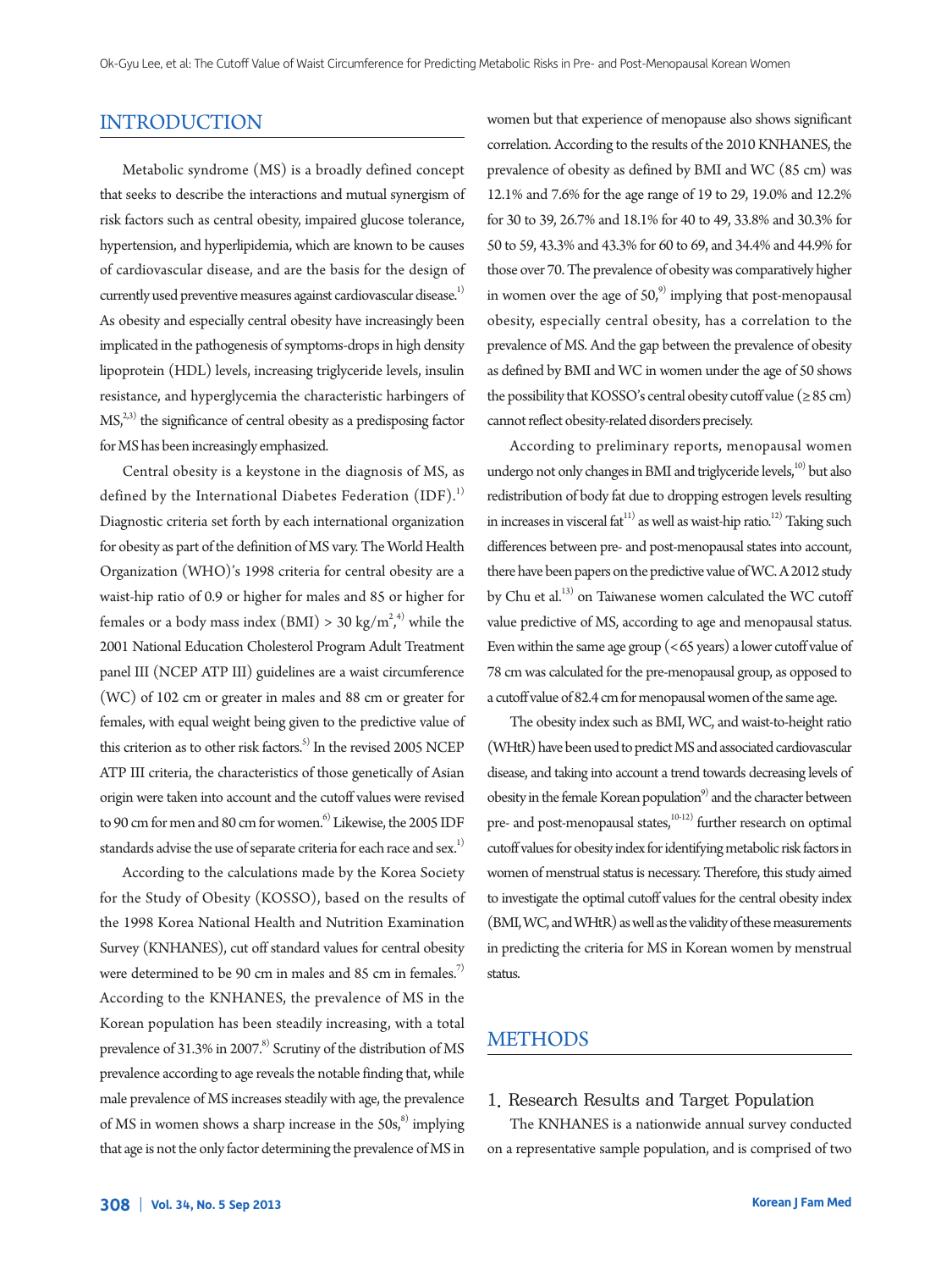## INTRODUCTION

Metabolic syndrome (MS) is a broadly defined concept that seeks to describe the interactions and mutual synergism of risk factors such as central obesity, impaired glucose tolerance, hypertension, and hyperlipidemia, which are known to be causes of cardiovascular disease, and are the basis for the design of currently used preventive measures against cardiovascular disease.[1] As obesity and especially central obesity have increasingly been implicated in the pathogenesis of symptoms-drops in high density lipoprotein (HDL) levels, increasing triglyceride levels, insulin resistance, and hyperglycemia the characteristic harbingers of MS,[2,3] the significance of central obesity as a predisposing factor for MS has been increasingly emphasized.

Central obesity is a keystone in the diagnosis of MS, as defined by the International Diabetes Federation (IDF).[1] Diagnostic criteria set forth by each international organization for obesity as part of the definition of MS vary. The World Health Organization (WHO)'s 1998 criteria for central obesity are a waist-hip ratio of 0.9 or higher for males and 85 or higher for females or a body mass index (BMI) > 30 kg/m$^2$,[4] while the 2001 National Education Cholesterol Program Adult Treatment panel III (NCEP ATP III) guidelines are a waist circumference (WC) of 102 cm or greater in males and 88 cm or greater for females, with equal weight being given to the predictive value of this criterion as to other risk factors.[5] In the revised 2005 NCEP ATP III criteria, the characteristics of those genetically of Asian origin were taken into account and the cutoff values were revised to 90 cm for men and 80 cm for women.[6] Likewise, the 2005 IDF standards advise the use of separate criteria for each race and sex.[1]

According to the calculations made by the Korea Society for the Study of Obesity (KOSSO), based on the results of the 1998 Korea National Health and Nutrition Examination Survey (KNHANES), cut off standard values for central obesity were determined to be 90 cm in males and 85 cm in females.[7] According to the KNHANES, the prevalence of MS in the Korean population has been steadily increasing, with a total prevalence of 31.3% in 2007.[8] Scrutiny of the distribution of MS prevalence according to age reveals the notable finding that, while male prevalence of MS increases steadily with age, the prevalence of MS in women shows a sharp increase in the 50s,[8] implying that age is not the only factor determining the prevalence of MS in women but that experience of menopause also shows significant correlation. According to the results of the 2010 KNHANES, the prevalence of obesity as defined by BMI and WC (85 cm) was 12.1% and 7.6% for the age range of 19 to 29, 19.0% and 12.2% for 30 to 39, 26.7% and 18.1% for 40 to 49, 33.8% and 30.3% for 50 to 59, 43.3% and 43.3% for 60 to 69, and 34.4% and 44.9% for those over 70. The prevalence of obesity was comparatively higher in women over the age of 50,[9] implying that post-menopausal obesity, especially central obesity, has a correlation to the prevalence of MS. And the gap between the prevalence of obesity as defined by BMI and WC in women under the age of 50 shows the possibility that KOSSO's central obesity cutoff value (≥ 85 cm) cannot reflect obesity-related disorders precisely.

According to preliminary reports, menopausal women undergo not only changes in BMI and triglyceride levels,[10] but also redistribution of body fat due to dropping estrogen levels resulting in increases in visceral fat[11] as well as waist-hip ratio.[12] Taking such differences between pre- and post-menopausal states into account, there have been papers on the predictive value of WC. A 2012 study by Chu et al.[13] on Taiwanese women calculated the WC cutoff value predictive of MS, according to age and menopausal status. Even within the same age group (<65 years) a lower cutoff value of 78 cm was calculated for the pre-menopausal group, as opposed to a cutoff value of 82.4 cm for menopausal women of the same age.

The obesity index such as BMI, WC, and waist-to-height ratio (WHtR) have been used to predict MS and associated cardiovascular disease, and taking into account a trend towards decreasing levels of obesity in the female Korean population[9] and the character between pre- and post-menopausal states,[10-12] further research on optimal cutoff values for obesity index for identifying metabolic risk factors in women of menstrual status is necessary. Therefore, this study aimed to investigate the optimal cutoff values for the central obesity index (BMI, WC, and WHtR) as well as the validity of these measurements in predicting the criteria for MS in Korean women by menstrual status.

## METHODS

### 1. Research Results and Target Population

The KNHANES is a nationwide annual survey conducted on a representative sample population, and is comprised of two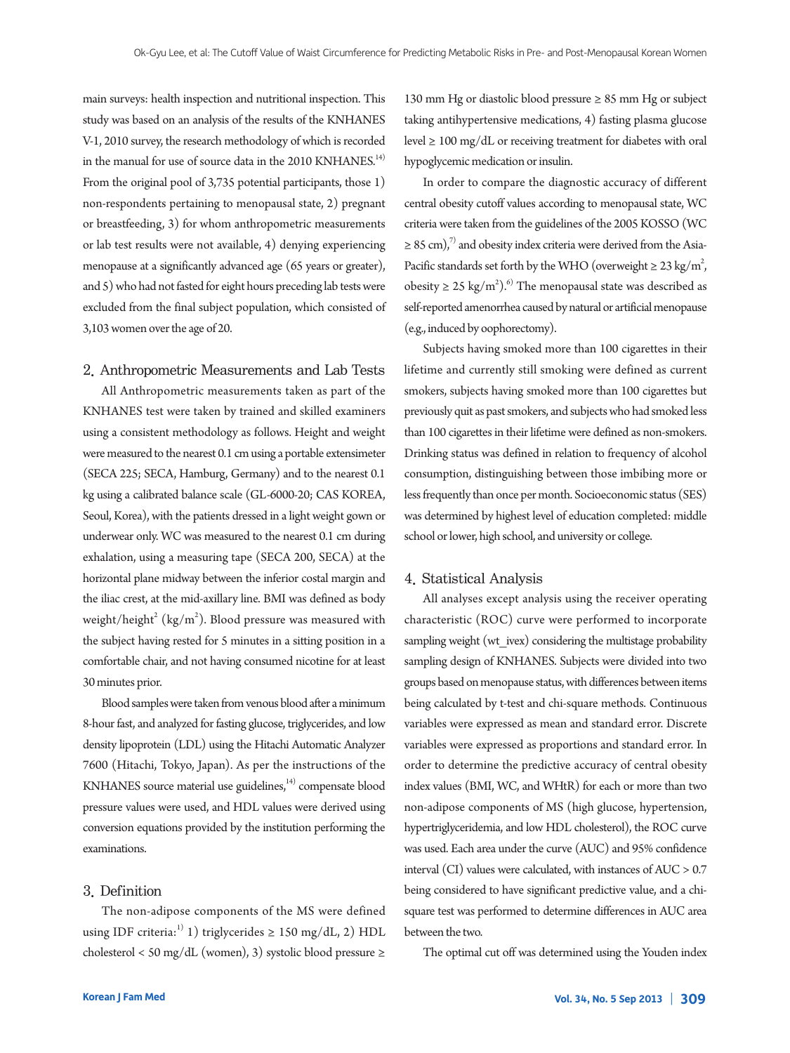main surveys: health inspection and nutritional inspection. This study was based on an analysis of the results of the KNHANES V-1, 2010 survey, the research methodology of which is recorded in the manual for use of source data in the 2010 KNHANES.[14] From the original pool of 3,735 potential participants, those 1) non-respondents pertaining to menopausal state, 2) pregnant or breastfeeding, 3) for whom anthropometric measurements or lab test results were not available, 4) denying experiencing menopause at a significantly advanced age (65 years or greater), and 5) who had not fasted for eight hours preceding lab tests were excluded from the final subject population, which consisted of 3,103 women over the age of 20.

## 2. Anthropometric Measurements and Lab Tests

All Anthropometric measurements taken as part of the KNHANES test were taken by trained and skilled examiners using a consistent methodology as follows. Height and weight were measured to the nearest 0.1 cm using a portable extensimeter (SECA 225; SECA, Hamburg, Germany) and to the nearest 0.1 kg using a calibrated balance scale (GL-6000-20; CAS KOREA, Seoul, Korea), with the patients dressed in a light weight gown or underwear only. WC was measured to the nearest 0.1 cm during exhalation, using a measuring tape (SECA 200, SECA) at the horizontal plane midway between the inferior costal margin and the iliac crest, at the mid-axillary line. BMI was defined as body weight/height$^2$ (kg/m$^2$). Blood pressure was measured with the subject having rested for 5 minutes in a sitting position in a comfortable chair, and not having consumed nicotine for at least 30 minutes prior.

Blood samples were taken from venous blood after a minimum 8-hour fast, and analyzed for fasting glucose, triglycerides, and low density lipoprotein (LDL) using the Hitachi Automatic Analyzer 7600 (Hitachi, Tokyo, Japan). As per the instructions of the KNHANES source material use guidelines,[14] compensate blood pressure values were used, and HDL values were derived using conversion equations provided by the institution performing the examinations.

## 3. Definition

The non-adipose components of the MS were defined using IDF criteria:[1] 1) triglycerides ≥ 150 mg/dL, 2) HDL cholesterol < 50 mg/dL (women), 3) systolic blood pressure ≥ 130 mm Hg or diastolic blood pressure ≥ 85 mm Hg or subject taking antihypertensive medications, 4) fasting plasma glucose level ≥ 100 mg/dL or receiving treatment for diabetes with oral hypoglycemic medication or insulin.

In order to compare the diagnostic accuracy of different central obesity cutoff values according to menopausal state, WC criteria were taken from the guidelines of the 2005 KOSSO (WC ≥ 85 cm),[7] and obesity index criteria were derived from the Asia-Pacific standards set forth by the WHO (overweight ≥ 23 kg/m$^2$, obesity ≥ 25 kg/m$^2$).[6] The menopausal state was described as self-reported amenorrhea caused by natural or artificial menopause (e.g., induced by oophorectomy).

Subjects having smoked more than 100 cigarettes in their lifetime and currently still smoking were defined as current smokers, subjects having smoked more than 100 cigarettes but previously quit as past smokers, and subjects who had smoked less than 100 cigarettes in their lifetime were defined as non-smokers. Drinking status was defined in relation to frequency of alcohol consumption, distinguishing between those imbibing more or less frequently than once per month. Socioeconomic status (SES) was determined by highest level of education completed: middle school or lower, high school, and university or college.

## 4. Statistical Analysis

All analyses except analysis using the receiver operating characteristic (ROC) curve were performed to incorporate sampling weight (wt_ivex) considering the multistage probability sampling design of KNHANES. Subjects were divided into two groups based on menopause status, with differences between items being calculated by t-test and chi-square methods. Continuous variables were expressed as mean and standard error. Discrete variables were expressed as proportions and standard error. In order to determine the predictive accuracy of central obesity index values (BMI, WC, and WHtR) for each or more than two non-adipose components of MS (high glucose, hypertension, hypertriglyceridemia, and low HDL cholesterol), the ROC curve was used. Each area under the curve (AUC) and 95% confidence interval (CI) values were calculated, with instances of AUC > 0.7 being considered to have significant predictive value, and a chi-square test was performed to determine differences in AUC area between the two.

The optimal cut off was determined using the Youden index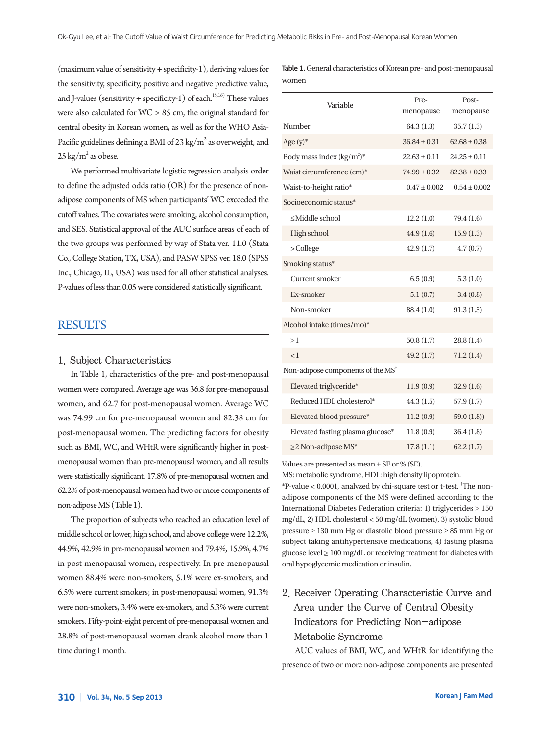(maximum value of sensitivity + specificity-1), deriving values for the sensitivity, specificity, positive and negative predictive value, and J-values (sensitivity + specificity-1) of each.[15,16] These values were also calculated for WC > 85 cm, the original standard for central obesity in Korean women, as well as for the WHO Asia-Pacific guidelines defining a BMI of 23 kg/m$^2$ as overweight, and 25 kg/m$^2$ as obese.

We performed multivariate logistic regression analysis order to define the adjusted odds ratio (OR) for the presence of non-adipose components of MS when participants' WC exceeded the cutoff values. The covariates were smoking, alcohol consumption, and SES. Statistical approval of the AUC surface areas of each of the two groups was performed by way of Stata ver. 11.0 (Stata Co., College Station, TX, USA), and PASW SPSS ver. 18.0 (SPSS Inc., Chicago, IL, USA) was used for all other statistical analyses. P-values of less than 0.05 were considered statistically significant.

## RESULTS

### 1. Subject Characteristics

In Table 1, characteristics of the pre- and post-menopausal women were compared. Average age was 36.8 for pre-menopausal women, and 62.7 for post-menopausal women. Average WC was 74.99 cm for pre-menopausal women and 82.38 cm for post-menopausal women. The predicting factors for obesity such as BMI, WC, and WHtR were significantly higher in post-menopausal women than pre-menopausal women, and all results were statistically significant. 17.8% of pre-menopausal women and 62.2% of post-menopausal women had two or more components of non-adipose MS (Table 1).

The proportion of subjects who reached an education level of middle school or lower, high school, and above college were 12.2%, 44.9%, 42.9% in pre-menopausal women and 79.4%, 15.9%, 4.7% in post-menopausal women, respectively. In pre-menopausal women 88.4% were non-smokers, 5.1% were ex-smokers, and 6.5% were current smokers; in post-menopausal women, 91.3% were non-smokers, 3.4% were ex-smokers, and 5.3% were current smokers. Fifty-point-eight percent of pre-menopausal women and 28.8% of post-menopausal women drank alcohol more than 1 time during 1 month.

**Table 1.** General characteristics of Korean pre- and post-menopausal women

| Variable | Pre-menopause | Post-menopause |
|---|---|---|
| Number | 64.3 (1.3) | 35.7 (1.3) |
| Age (y)* | 36.84 ± 0.31 | 62.68 ± 0.38 |
| Body mass index (kg/m$^2$)* | 22.63 ± 0.11 | 24.25 ± 0.11 |
| Waist circumference (cm)* | 74.99 ± 0.32 | 82.38 ± 0.33 |
| Waist-to-height ratio* | 0.47 ± 0.002 | 0.54 ± 0.002 |
| Socioeconomic status* | | |
| ≤Middle school | 12.2 (1.0) | 79.4 (1.6) |
| High school | 44.9 (1.6) | 15.9 (1.3) |
| >College | 42.9 (1.7) | 4.7 (0.7) |
| Smoking status* | | |
| Current smoker | 6.5 (0.9) | 5.3 (1.0) |
| Ex-smoker | 5.1 (0.7) | 3.4 (0.8) |
| Non-smoker | 88.4 (1.0) | 91.3 (1.3) |
| Alcohol intake (times/mo)* | | |
| ≥1 | 50.8 (1.7) | 28.8 (1.4) |
| <1 | 49.2 (1.7) | 71.2 (1.4) |
| Non-adipose components of the MS† | | |
| Elevated triglyceride* | 11.9 (0.9) | 32.9 (1.6) |
| Reduced HDL cholesterol* | 44.3 (1.5) | 57.9 (1.7) |
| Elevated blood pressure* | 11.2 (0.9) | 59.0 (1.8)) |
| Elevated fasting plasma glucose* | 11.8 (0.9) | 36.4 (1.8) |
| ≥2 Non-adipose MS* | 17.8 (1.1) | 62.2 (1.7) |

Values are presented as mean ± SE or % (SE).
MS: metabolic syndrome, HDL: high density lipoprotein.
*P-value < 0.0001, analyzed by chi-square test or t-test. †The non-adipose components of the MS were defined according to the International Diabetes Federation criteria: 1) triglycerides ≥ 150 mg/dL, 2) HDL cholesterol < 50 mg/dL (women), 3) systolic blood pressure ≥ 130 mm Hg or diastolic blood pressure ≥ 85 mm Hg or subject taking antihypertensive medications, 4) fasting plasma glucose level ≥ 100 mg/dL or receiving treatment for diabetes with oral hypoglycemic medication or insulin.

### 2. Receiver Operating Characteristic Curve and Area under the Curve of Central Obesity Indicators for Predicting Non-adipose Metabolic Syndrome

AUC values of BMI, WC, and WHtR for identifying the presence of two or more non-adipose components are presented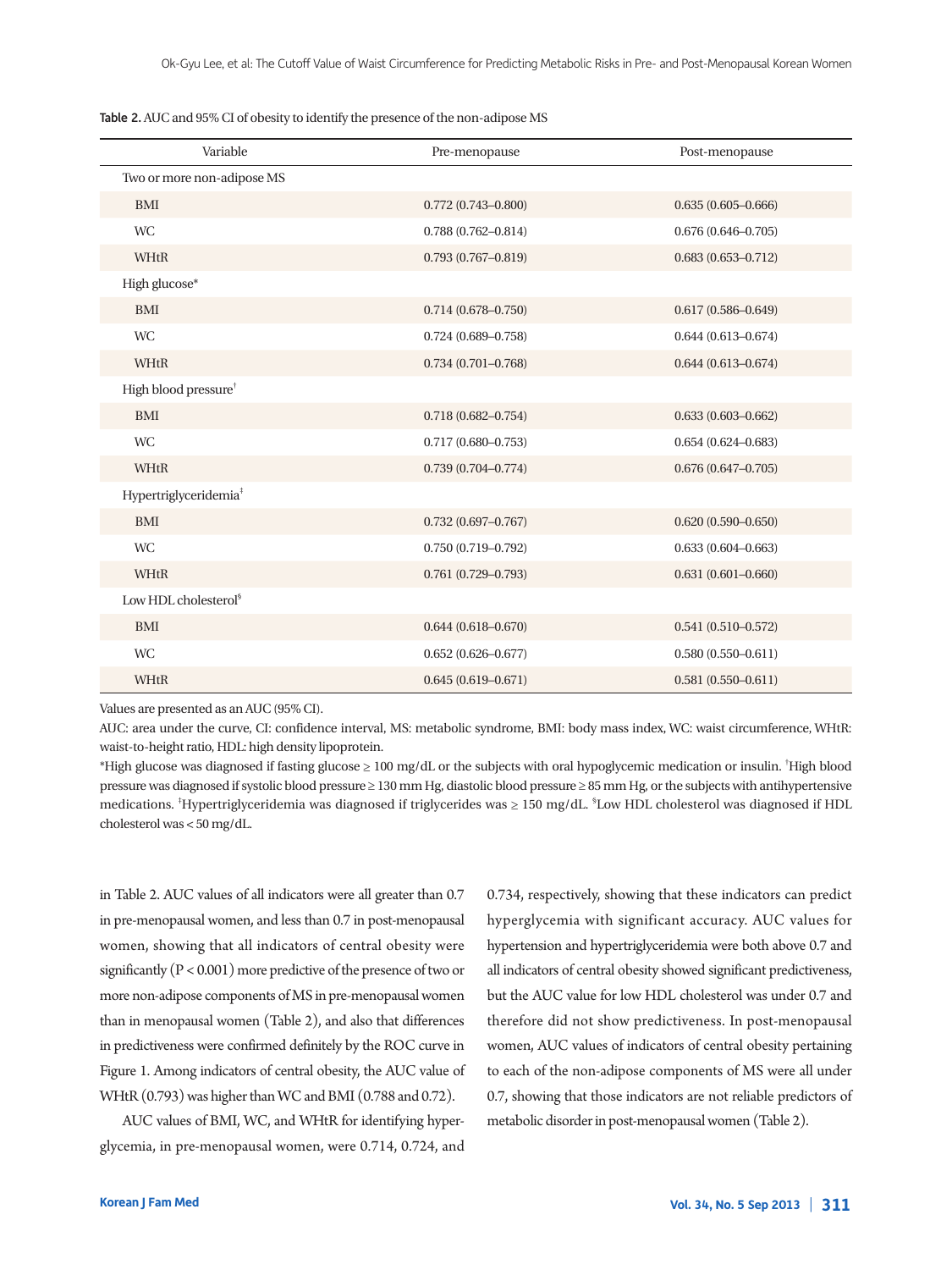**Table 2.** AUC and 95% CI of obesity to identify the presence of the non-adipose MS

| Variable | Pre-menopause | Post-menopause |
|---|---|---|
| Two or more non-adipose MS | | |
| BMI | 0.772 (0.743–0.800) | 0.635 (0.605–0.666) |
| WC | 0.788 (0.762–0.814) | 0.676 (0.646–0.705) |
| WHtR | 0.793 (0.767–0.819) | 0.683 (0.653–0.712) |
| High glucose* | | |
| BMI | 0.714 (0.678–0.750) | 0.617 (0.586–0.649) |
| WC | 0.724 (0.689–0.758) | 0.644 (0.613–0.674) |
| WHtR | 0.734 (0.701–0.768) | 0.644 (0.613–0.674) |
| High blood pressure† | | |
| BMI | 0.718 (0.682–0.754) | 0.633 (0.603–0.662) |
| WC | 0.717 (0.680–0.753) | 0.654 (0.624–0.683) |
| WHtR | 0.739 (0.704–0.774) | 0.676 (0.647–0.705) |
| Hypertriglyceridemia‡ | | |
| BMI | 0.732 (0.697–0.767) | 0.620 (0.590–0.650) |
| WC | 0.750 (0.719–0.792) | 0.633 (0.604–0.663) |
| WHtR | 0.761 (0.729–0.793) | 0.631 (0.601–0.660) |
| Low HDL cholesterol§ | | |
| BMI | 0.644 (0.618–0.670) | 0.541 (0.510–0.572) |
| WC | 0.652 (0.626–0.677) | 0.580 (0.550–0.611) |
| WHtR | 0.645 (0.619–0.671) | 0.581 (0.550–0.611) |

Values are presented as an AUC (95% CI).

AUC: area under the curve, CI: confidence interval, MS: metabolic syndrome, BMI: body mass index, WC: waist circumference, WHtR: waist-to-height ratio, HDL: high density lipoprotein.

*High glucose was diagnosed if fasting glucose ≥ 100 mg/dL or the subjects with oral hypoglycemic medication or insulin. †High blood pressure was diagnosed if systolic blood pressure ≥ 130 mm Hg, diastolic blood pressure ≥ 85 mm Hg, or the subjects with antihypertensive medications. ‡Hypertriglyceridemia was diagnosed if triglycerides was ≥ 150 mg/dL. §Low HDL cholesterol was diagnosed if HDL cholesterol was < 50 mg/dL.

in Table 2. AUC values of all indicators were all greater than 0.7 in pre-menopausal women, and less than 0.7 in post-menopausal women, showing that all indicators of central obesity were significantly ($P < 0.001$) more predictive of the presence of two or more non-adipose components of MS in pre-menopausal women than in menopausal women (Table 2), and also that differences in predictiveness were confirmed definitely by the ROC curve in Figure 1. Among indicators of central obesity, the AUC value of WHtR (0.793) was higher than WC and BMI (0.788 and 0.72).

AUC values of BMI, WC, and WHtR for identifying hyperglycemia, in pre-menopausal women, were 0.714, 0.724, and 0.734, respectively, showing that these indicators can predict hyperglycemia with significant accuracy. AUC values for hypertension and hypertriglyceridemia were both above 0.7 and all indicators of central obesity showed significant predictiveness, but the AUC value for low HDL cholesterol was under 0.7 and therefore did not show predictiveness. In post-menopausal women, AUC values of indicators of central obesity pertaining to each of the non-adipose components of MS were all under 0.7, showing that those indicators are not reliable predictors of metabolic disorder in post-menopausal women (Table 2).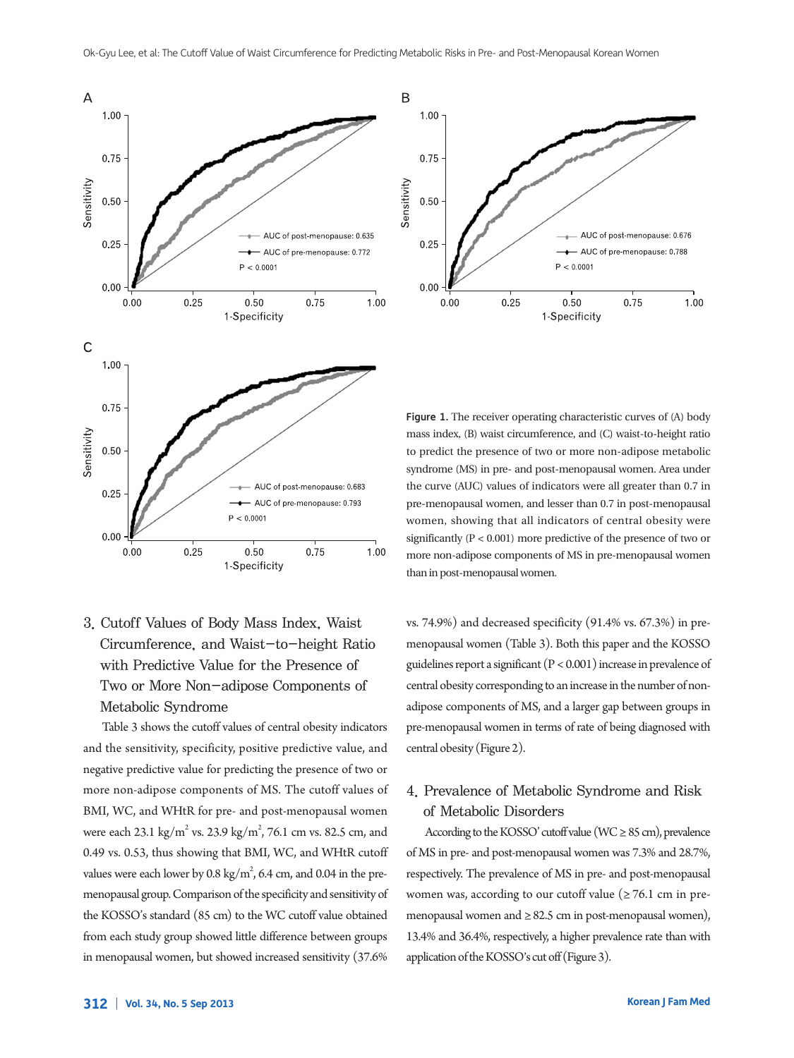Figure 1. The receiver operating characteristic curves of (A) body mass index, (B) waist circumference, and (C) waist-to-height ratio to predict the presence of two or more non-adipose metabolic syndrome (MS) in pre- and post-menopausal women. Area under the curve (AUC) values of indicators were all greater than 0.7 in pre-menopausal women, and lesser than 0.7 in post-menopausal women, showing that all indicators of central obesity were significantly ($P < 0.001$) more predictive of the presence of two or more non-adipose components of MS in pre-menopausal women than in post-menopausal women.

### 3. Cutoff Values of Body Mass Index, Waist Circumference, and Waist-to-height Ratio with Predictive Value for the Presence of Two or More Non-adipose Components of Metabolic Syndrome

Table 3 shows the cutoff values of central obesity indicators and the sensitivity, specificity, positive predictive value, and negative predictive value for predicting the presence of two or more non-adipose components of MS. The cutoff values of BMI, WC, and WHtR for pre- and post-menopausal women were each 23.1 kg/m$^2$ vs. 23.9 kg/m$^2$, 76.1 cm vs. 82.5 cm, and 0.49 vs. 0.53, thus showing that BMI, WC, and WHtR cutoff values were each lower by 0.8 kg/m$^2$, 6.4 cm, and 0.04 in the pre-menopausal group. Comparison of the specificity and sensitivity of the KOSSO's standard (85 cm) to the WC cutoff value obtained from each study group showed little difference between groups in menopausal women, but showed increased sensitivity (37.6% vs. 74.9%) and decreased specificity (91.4% vs. 67.3%) in pre-menopausal women (Table 3). Both this paper and the KOSSO guidelines report a significant ($P < 0.001$) increase in prevalence of central obesity corresponding to an increase in the number of non-adipose components of MS, and a larger gap between groups in pre-menopausal women in terms of rate of being diagnosed with central obesity (Figure 2).

### 4. Prevalence of Metabolic Syndrome and Risk of Metabolic Disorders

According to the KOSSO' cutoff value (WC ≥ 85 cm), prevalence of MS in pre- and post-menopausal women was 7.3% and 28.7%, respectively. The prevalence of MS in pre- and post-menopausal women was, according to our cutoff value (≥ 76.1 cm in pre-menopausal women and ≥ 82.5 cm in post-menopausal women), 13.4% and 36.4%, respectively, a higher prevalence rate than with application of the KOSSO's cut off (Figure 3).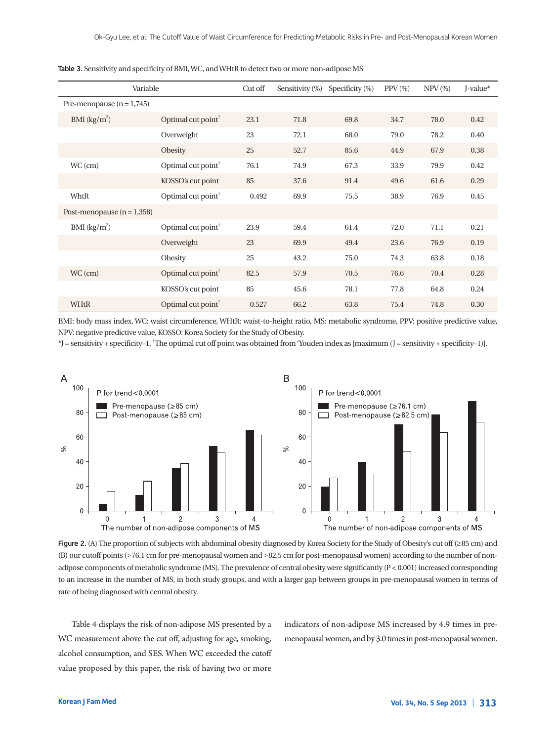**Table 3.** Sensitivity and specificity of BMI, WC, and WHtR to detect two or more non-adipose MS

| Variable | | Cut off | Sensitivity (%) | Specificity (%) | PPV (%) | NPV (%) | J-value* |
|---|---|---|---|---|---|---|---|
| Pre-menopause (n = 1,745) | | | | | | | |
| BMI (kg/m$^2$) | Optimal cut point[†] | 23.1 | 71.8 | 69.8 | 34.7 | 78.0 | 0.42 |
| | Overweight | 23 | 72.1 | 68.0 | 79.0 | 78.2 | 0.40 |
| | Obesity | 25 | 52.7 | 85.6 | 44.9 | 67.9 | 0.38 |
| WC (cm) | Optimal cut point[†] | 76.1 | 74.9 | 67.3 | 33.9 | 79.9 | 0.42 |
| | KOSSO's cut point | 85 | 37.6 | 91.4 | 49.6 | 61.6 | 0.29 |
| WhtR | Optimal cut point[†] | 0.492 | 69.9 | 75.5 | 38.9 | 76.9 | 0.45 |
| Post-menopause (n = 1,358) | | | | | | | |
| BMI (kg/m$^2$) | Optimal cut point[†] | 23.9 | 59.4 | 61.4 | 72.0 | 71.1 | 0.21 |
| | Overweight | 23 | 69.9 | 49.4 | 23.6 | 76.9 | 0.19 |
| | Obesity | 25 | 43.2 | 75.0 | 74.3 | 63.8 | 0.18 |
| WC (cm) | Optimal cut point[†] | 82.5 | 57.9 | 70.5 | 76.6 | 70.4 | 0.28 |
| | KOSSO's cut point | 85 | 45.6 | 78.1 | 77.8 | 64.8 | 0.24 |
| WHtR | Optimal cut point[†] | 0.527 | 66.2 | 63.8 | 75.4 | 74.8 | 0.30 |

BMI: body mass index, WC: waist circumference, WHtR: waist-to-height ratio, MS: metabolic syndrome, PPV: positive predictive value, NPV: negative predictive value, KOSSO: Korea Society for the Study of Obesity.
*J = sensitivity + specificity–1. [†]The optimal cut off point was obtained from 'Youden index as [maximum (J = sensitivity + specificity–1)].

**Figure 2.** (A) The proportion of subjects with abdominal obesity diagnosed by Korea Society for the Study of Obesity's cut off (≥85 cm) and (B) our cutoff points (≥76.1 cm for pre-menopausal women and ≥82.5 cm for post-menopausal women) according to the number of non-adipose components of metabolic syndrome (MS). The prevalence of central obesity were significantly (P < 0.001) increased corresponding to an increase in the number of MS, in both study groups, and with a larger gap between groups in pre-menopausal women in terms of rate of being diagnosed with central obesity.

Table 4 displays the risk of non-adipose MS presented by a WC measurement above the cut off, adjusting for age, smoking, alcohol consumption, and SES. When WC exceeded the cutoff value proposed by this paper, the risk of having two or more indicators of non-adipose MS increased by 4.9 times in pre-menopausal women, and by 3.0 times in post-menopausal women.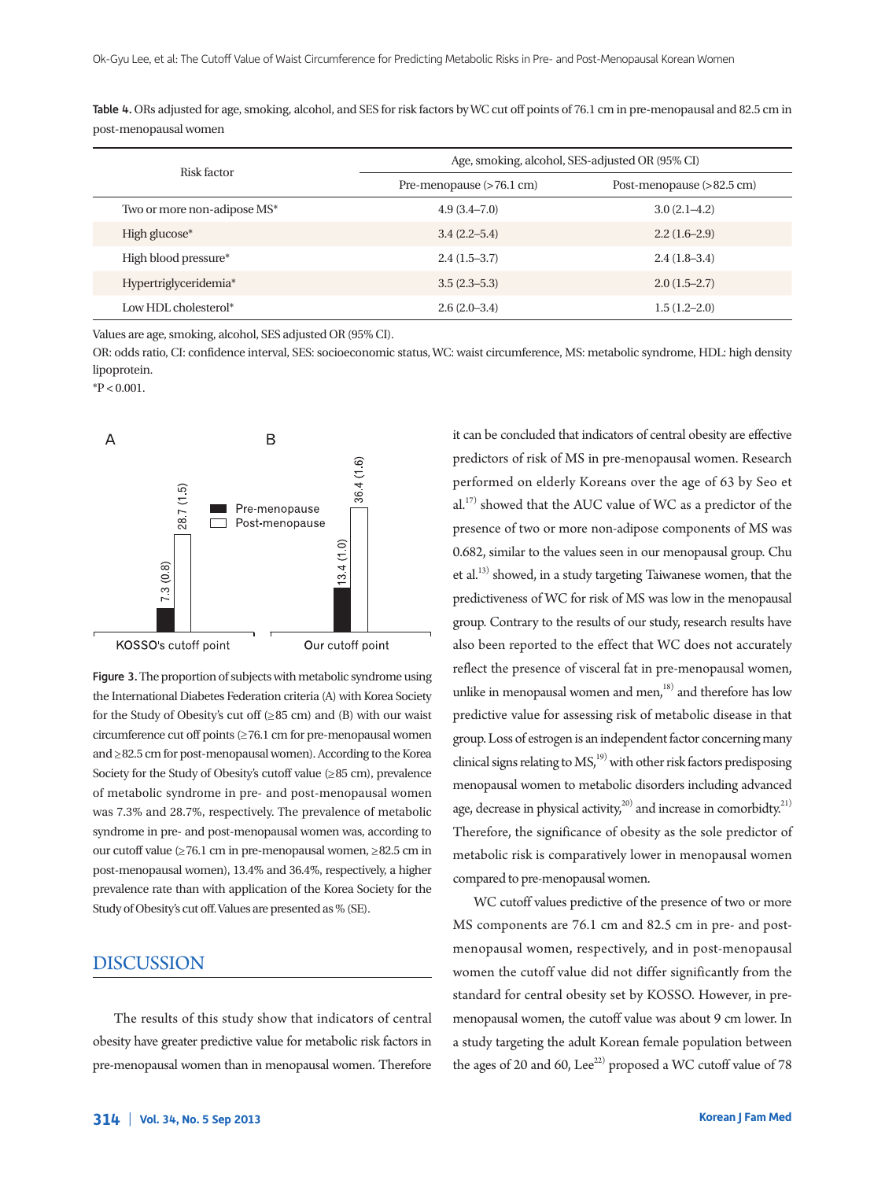**Table 4.** ORs adjusted for age, smoking, alcohol, and SES for risk factors by WC cut off points of 76.1 cm in pre-menopausal and 82.5 cm in post-menopausal women

| Risk factor | Age, smoking, alcohol, SES-adjusted OR (95% CI) | |
|---|---|---|
| | Pre-menopause (>76.1 cm) | Post-menopause (>82.5 cm) |
| Two or more non-adipose MS* | 4.9 (3.4–7.0) | 3.0 (2.1–4.2) |
| High glucose* | 3.4 (2.2–5.4) | 2.2 (1.6–2.9) |
| High blood pressure* | 2.4 (1.5–3.7) | 2.4 (1.8–3.4) |
| Hypertriglyceridemia* | 3.5 (2.3–5.3) | 2.0 (1.5–2.7) |
| Low HDL cholesterol* | 2.6 (2.0–3.4) | 1.5 (1.2–2.0) |

Values are age, smoking, alcohol, SES adjusted OR (95% CI).
OR: odds ratio, CI: confidence interval, SES: socioeconomic status, WC: waist circumference, MS: metabolic syndrome, HDL: high density lipoprotein.
*P < 0.001.

**Figure 3.** The proportion of subjects with metabolic syndrome using the International Diabetes Federation criteria (A) with Korea Society for the Study of Obesity's cut off (≥85 cm) and (B) with our waist circumference cut off points (≥76.1 cm for pre-menopausal women and ≥82.5 cm for post-menopausal women). According to the Korea Society for the Study of Obesity's cutoff value (≥85 cm), prevalence of metabolic syndrome in pre- and post-menopausal women was 7.3% and 28.7%, respectively. The prevalence of metabolic syndrome in pre- and post-menopausal women was, according to our cutoff value (≥76.1 cm in pre-menopausal women, ≥82.5 cm in post-menopausal women), 13.4% and 36.4%, respectively, a higher prevalence rate than with application of the Korea Society for the Study of Obesity's cut off. Values are presented as % (SE).

## DISCUSSION

The results of this study show that indicators of central obesity have greater predictive value for metabolic risk factors in pre-menopausal women than in menopausal women. Therefore it can be concluded that indicators of central obesity are effective predictors of risk of MS in pre-menopausal women. Research performed on elderly Koreans over the age of 63 by Seo et al.[17] showed that the AUC value of WC as a predictor of the presence of two or more non-adipose components of MS was 0.682, similar to the values seen in our menopausal group. Chu et al.[13] showed, in a study targeting Taiwanese women, that the predictiveness of WC for risk of MS was low in the menopausal group. Contrary to the results of our study, research results have also been reported to the effect that WC does not accurately reflect the presence of visceral fat in pre-menopausal women, unlike in menopausal women and men,[18] and therefore has low predictive value for assessing risk of metabolic disease in that group. Loss of estrogen is an independent factor concerning many clinical signs relating to MS,[19] with other risk factors predisposing menopausal women to metabolic disorders including advanced age, decrease in physical activity,[20] and increase in comorbidty.[21] Therefore, the significance of obesity as the sole predictor of metabolic risk is comparatively lower in menopausal women compared to pre-menopausal women.

WC cutoff values predictive of the presence of two or more MS components are 76.1 cm and 82.5 cm in pre- and post-menopausal women, respectively, and in post-menopausal women the cutoff value did not differ significantly from the standard for central obesity set by KOSSO. However, in pre-menopausal women, the cutoff value was about 9 cm lower. In a study targeting the adult Korean female population between the ages of 20 and 60, Lee[22] proposed a WC cutoff value of 78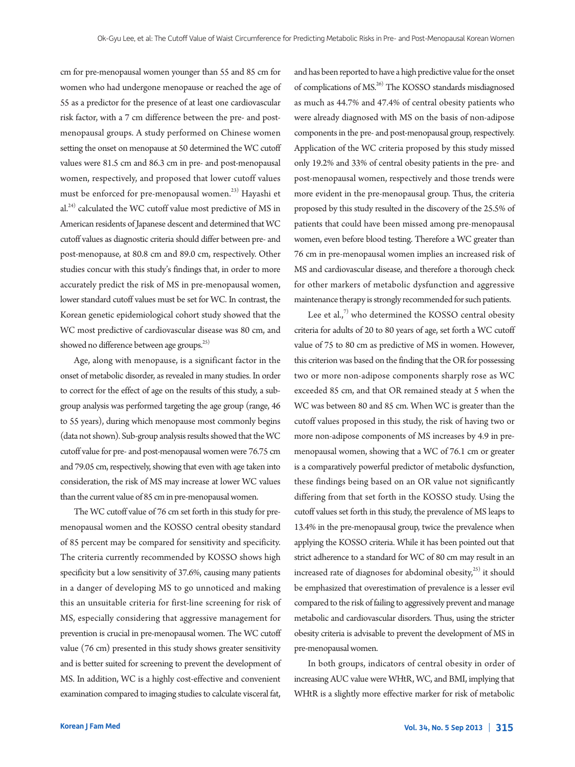cm for pre-menopausal women younger than 55 and 85 cm for women who had undergone menopause or reached the age of 55 as a predictor for the presence of at least one cardiovascular risk factor, with a 7 cm difference between the pre- and post-menopausal groups. A study performed on Chinese women setting the onset on menopause at 50 determined the WC cutoff values were 81.5 cm and 86.3 cm in pre- and post-menopausal women, respectively, and proposed that lower cutoff values must be enforced for pre-menopausal women.[23] Hayashi et al.[24] calculated the WC cutoff value most predictive of MS in American residents of Japanese descent and determined that WC cutoff values as diagnostic criteria should differ between pre- and post-menopause, at 80.8 cm and 89.0 cm, respectively. Other studies concur with this study's findings that, in order to more accurately predict the risk of MS in pre-menopausal women, lower standard cutoff values must be set for WC. In contrast, the Korean genetic epidemiological cohort study showed that the WC most predictive of cardiovascular disease was 80 cm, and showed no difference between age groups.[25]

Age, along with menopause, is a significant factor in the onset of metabolic disorder, as revealed in many studies. In order to correct for the effect of age on the results of this study, a sub-group analysis was performed targeting the age group (range, 46 to 55 years), during which menopause most commonly begins (data not shown). Sub-group analysis results showed that the WC cutoff value for pre- and post-menopausal women were 76.75 cm and 79.05 cm, respectively, showing that even with age taken into consideration, the risk of MS may increase at lower WC values than the current value of 85 cm in pre-menopausal women.

The WC cutoff value of 76 cm set forth in this study for pre-menopausal women and the KOSSO central obesity standard of 85 percent may be compared for sensitivity and specificity. The criteria currently recommended by KOSSO shows high specificity but a low sensitivity of 37.6%, causing many patients in a danger of developing MS to go unnoticed and making this an unsuitable criteria for first-line screening for risk of MS, especially considering that aggressive management for prevention is crucial in pre-menopausal women. The WC cutoff value (76 cm) presented in this study shows greater sensitivity and is better suited for screening to prevent the development of MS. In addition, WC is a highly cost-effective and convenient examination compared to imaging studies to calculate visceral fat, and has been reported to have a high predictive value for the onset of complications of MS.[26] The KOSSO standards misdiagnosed as much as 44.7% and 47.4% of central obesity patients who were already diagnosed with MS on the basis of non-adipose components in the pre- and post-menopausal group, respectively. Application of the WC criteria proposed by this study missed only 19.2% and 33% of central obesity patients in the pre- and post-menopausal women, respectively and those trends were more evident in the pre-menopausal group. Thus, the criteria proposed by this study resulted in the discovery of the 25.5% of patients that could have been missed among pre-menopausal women, even before blood testing. Therefore a WC greater than 76 cm in pre-menopausal women implies an increased risk of MS and cardiovascular disease, and therefore a thorough check for other markers of metabolic dysfunction and aggressive maintenance therapy is strongly recommended for such patients.

Lee et al.,[7] who determined the KOSSO central obesity criteria for adults of 20 to 80 years of age, set forth a WC cutoff value of 75 to 80 cm as predictive of MS in women. However, this criterion was based on the finding that the OR for possessing two or more non-adipose components sharply rose as WC exceeded 85 cm, and that OR remained steady at 5 when the WC was between 80 and 85 cm. When WC is greater than the cutoff values proposed in this study, the risk of having two or more non-adipose components of MS increases by 4.9 in pre-menopausal women, showing that a WC of 76.1 cm or greater is a comparatively powerful predictor of metabolic dysfunction, these findings being based on an OR value not significantly differing from that set forth in the KOSSO study. Using the cutoff values set forth in this study, the prevalence of MS leaps to 13.4% in the pre-menopausal group, twice the prevalence when applying the KOSSO criteria. While it has been pointed out that strict adherence to a standard for WC of 80 cm may result in an increased rate of diagnoses for abdominal obesity,[25] it should be emphasized that overestimation of prevalence is a lesser evil compared to the risk of failing to aggressively prevent and manage metabolic and cardiovascular disorders. Thus, using the stricter obesity criteria is advisable to prevent the development of MS in pre-menopausal women.

In both groups, indicators of central obesity in order of increasing AUC value were WHtR, WC, and BMI, implying that WHtR is a slightly more effective marker for risk of metabolic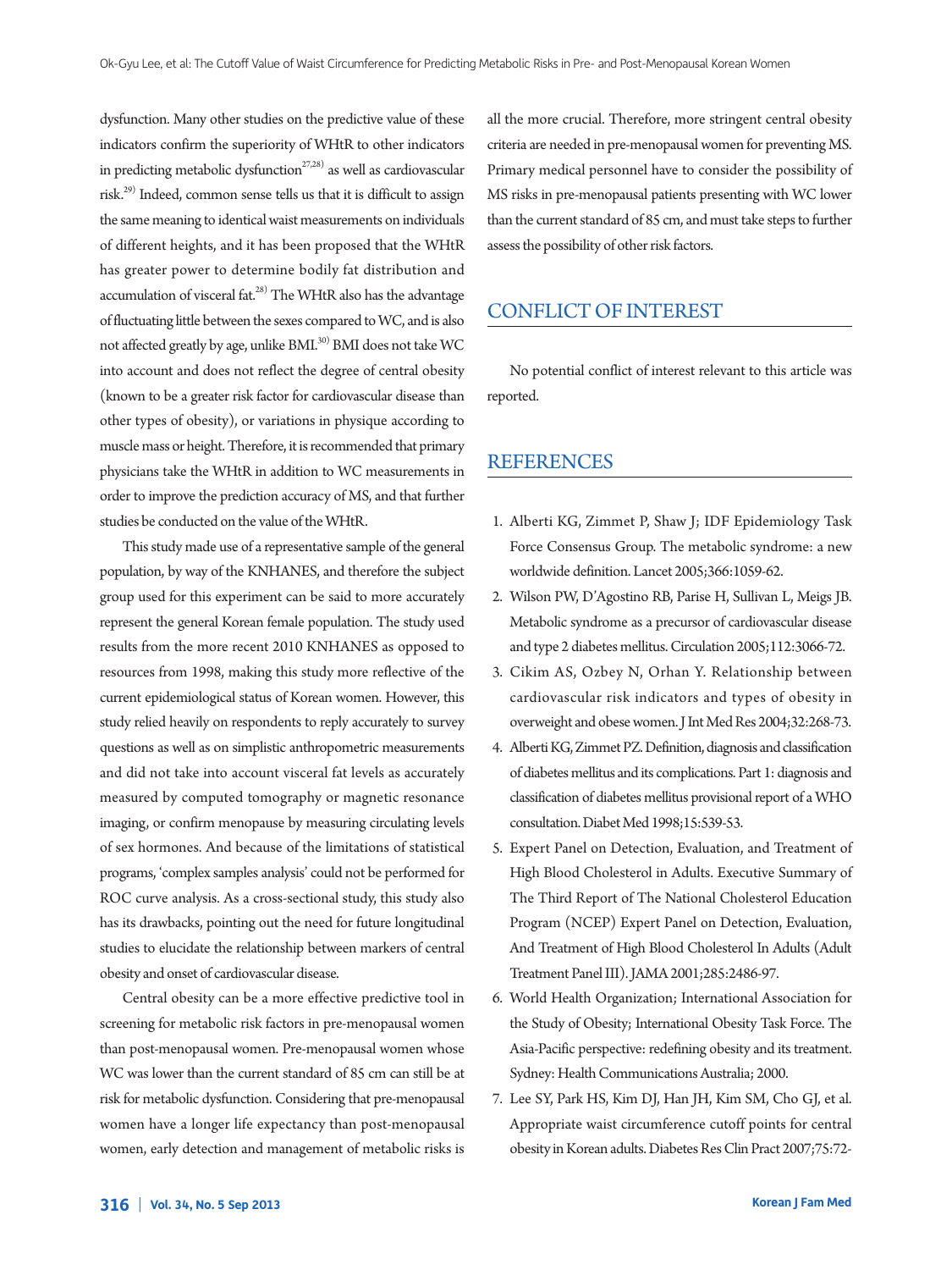dysfunction. Many other studies on the predictive value of these indicators confirm the superiority of WHtR to other indicators in predicting metabolic dysfunction[27,28] as well as cardiovascular risk.[29] Indeed, common sense tells us that it is difficult to assign the same meaning to identical waist measurements on individuals of different heights, and it has been proposed that the WHtR has greater power to determine bodily fat distribution and accumulation of visceral fat.[28] The WHtR also has the advantage of fluctuating little between the sexes compared to WC, and is also not affected greatly by age, unlike BMI.[30] BMI does not take WC into account and does not reflect the degree of central obesity (known to be a greater risk factor for cardiovascular disease than other types of obesity), or variations in physique according to muscle mass or height. Therefore, it is recommended that primary physicians take the WHtR in addition to WC measurements in order to improve the prediction accuracy of MS, and that further studies be conducted on the value of the WHtR.

This study made use of a representative sample of the general population, by way of the KNHANES, and therefore the subject group used for this experiment can be said to more accurately represent the general Korean female population. The study used results from the more recent 2010 KNHANES as opposed to resources from 1998, making this study more reflective of the current epidemiological status of Korean women. However, this study relied heavily on respondents to reply accurately to survey questions as well as on simplistic anthropometric measurements and did not take into account visceral fat levels as accurately measured by computed tomography or magnetic resonance imaging, or confirm menopause by measuring circulating levels of sex hormones. And because of the limitations of statistical programs, 'complex samples analysis' could not be performed for ROC curve analysis. As a cross-sectional study, this study also has its drawbacks, pointing out the need for future longitudinal studies to elucidate the relationship between markers of central obesity and onset of cardiovascular disease.

Central obesity can be a more effective predictive tool in screening for metabolic risk factors in pre-menopausal women than post-menopausal women. Pre-menopausal women whose WC was lower than the current standard of 85 cm can still be at risk for metabolic dysfunction. Considering that pre-menopausal women have a longer life expectancy than post-menopausal women, early detection and management of metabolic risks is all the more crucial. Therefore, more stringent central obesity criteria are needed in pre-menopausal women for preventing MS. Primary medical personnel have to consider the possibility of MS risks in pre-menopausal patients presenting with WC lower than the current standard of 85 cm, and must take steps to further assess the possibility of other risk factors.

## CONFLICT OF INTEREST

No potential conflict of interest relevant to this article was reported.

## REFERENCES

1. Alberti KG, Zimmet P, Shaw J; IDF Epidemiology Task Force Consensus Group. The metabolic syndrome: a new worldwide definition. Lancet 2005;366:1059-62.
2. Wilson PW, D'Agostino RB, Parise H, Sullivan L, Meigs JB. Metabolic syndrome as a precursor of cardiovascular disease and type 2 diabetes mellitus. Circulation 2005;112:3066-72.
3. Cikim AS, Ozbey N, Orhan Y. Relationship between cardiovascular risk indicators and types of obesity in overweight and obese women. J Int Med Res 2004;32:268-73.
4. Alberti KG, Zimmet PZ. Definition, diagnosis and classification of diabetes mellitus and its complications. Part 1: diagnosis and classification of diabetes mellitus provisional report of a WHO consultation. Diabet Med 1998;15:539-53.
5. Expert Panel on Detection, Evaluation, and Treatment of High Blood Cholesterol in Adults. Executive Summary of The Third Report of The National Cholesterol Education Program (NCEP) Expert Panel on Detection, Evaluation, And Treatment of High Blood Cholesterol In Adults (Adult Treatment Panel III). JAMA 2001;285:2486-97.
6. World Health Organization; International Association for the Study of Obesity; International Obesity Task Force. The Asia-Pacific perspective: redefining obesity and its treatment. Sydney: Health Communications Australia; 2000.
7. Lee SY, Park HS, Kim DJ, Han JH, Kim SM, Cho GJ, et al. Appropriate waist circumference cutoff points for central obesity in Korean adults. Diabetes Res Clin Pract 2007;75:72-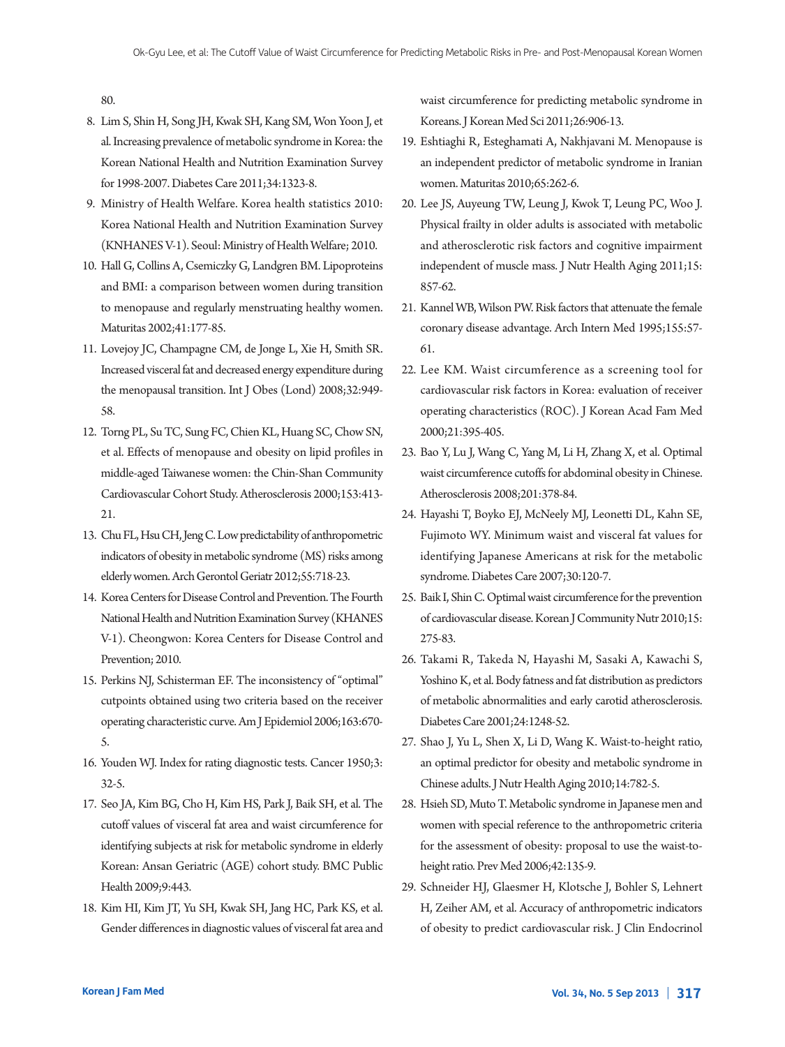80.

8. Lim S, Shin H, Song JH, Kwak SH, Kang SM, Won Yoon J, et al. Increasing prevalence of metabolic syndrome in Korea: the Korean National Health and Nutrition Examination Survey for 1998-2007. Diabetes Care 2011;34:1323-8.
9. Ministry of Health Welfare. Korea health statistics 2010: Korea National Health and Nutrition Examination Survey (KNHANES V-1). Seoul: Ministry of Health Welfare; 2010.
10. Hall G, Collins A, Csemiczky G, Landgren BM. Lipoproteins and BMI: a comparison between women during transition to menopause and regularly menstruating healthy women. Maturitas 2002;41:177-85.
11. Lovejoy JC, Champagne CM, de Jonge L, Xie H, Smith SR. Increased visceral fat and decreased energy expenditure during the menopausal transition. Int J Obes (Lond) 2008;32:949-58.
12. Torng PL, Su TC, Sung FC, Chien KL, Huang SC, Chow SN, et al. Effects of menopause and obesity on lipid profiles in middle-aged Taiwanese women: the Chin-Shan Community Cardiovascular Cohort Study. Atherosclerosis 2000;153:413-21.
13. Chu FL, Hsu CH, Jeng C. Low predictability of anthropometric indicators of obesity in metabolic syndrome (MS) risks among elderly women. Arch Gerontol Geriatr 2012;55:718-23.
14. Korea Centers for Disease Control and Prevention. The Fourth National Health and Nutrition Examination Survey (KHANES V-1). Cheongwon: Korea Centers for Disease Control and Prevention; 2010.
15. Perkins NJ, Schisterman EF. The inconsistency of "optimal" cutpoints obtained using two criteria based on the receiver operating characteristic curve. Am J Epidemiol 2006;163:670-5.
16. Youden WJ. Index for rating diagnostic tests. Cancer 1950;3:32-5.
17. Seo JA, Kim BG, Cho H, Kim HS, Park J, Baik SH, et al. The cutoff values of visceral fat area and waist circumference for identifying subjects at risk for metabolic syndrome in elderly Korean: Ansan Geriatric (AGE) cohort study. BMC Public Health 2009;9:443.
18. Kim HI, Kim JT, Yu SH, Kwak SH, Jang HC, Park KS, et al. Gender differences in diagnostic values of visceral fat area and waist circumference for predicting metabolic syndrome in Koreans. J Korean Med Sci 2011;26:906-13.
19. Eshtiaghi R, Esteghamati A, Nakhjavani M. Menopause is an independent predictor of metabolic syndrome in Iranian women. Maturitas 2010;65:262-6.
20. Lee JS, Auyeung TW, Leung J, Kwok T, Leung PC, Woo J. Physical frailty in older adults is associated with metabolic and atherosclerotic risk factors and cognitive impairment independent of muscle mass. J Nutr Health Aging 2011;15:857-62.
21. Kannel WB, Wilson PW. Risk factors that attenuate the female coronary disease advantage. Arch Intern Med 1995;155:57-61.
22. Lee KM. Waist circumference as a screening tool for cardiovascular risk factors in Korea: evaluation of receiver operating characteristics (ROC). J Korean Acad Fam Med 2000;21:395-405.
23. Bao Y, Lu J, Wang C, Yang M, Li H, Zhang X, et al. Optimal waist circumference cutoffs for abdominal obesity in Chinese. Atherosclerosis 2008;201:378-84.
24. Hayashi T, Boyko EJ, McNeely MJ, Leonetti DL, Kahn SE, Fujimoto WY. Minimum waist and visceral fat values for identifying Japanese Americans at risk for the metabolic syndrome. Diabetes Care 2007;30:120-7.
25. Baik I, Shin C. Optimal waist circumference for the prevention of cardiovascular disease. Korean J Community Nutr 2010;15:275-83.
26. Takami R, Takeda N, Hayashi M, Sasaki A, Kawachi S, Yoshino K, et al. Body fatness and fat distribution as predictors of metabolic abnormalities and early carotid atherosclerosis. Diabetes Care 2001;24:1248-52.
27. Shao J, Yu L, Shen X, Li D, Wang K. Waist-to-height ratio, an optimal predictor for obesity and metabolic syndrome in Chinese adults. J Nutr Health Aging 2010;14:782-5.
28. Hsieh SD, Muto T. Metabolic syndrome in Japanese men and women with special reference to the anthropometric criteria for the assessment of obesity: proposal to use the waist-to-height ratio. Prev Med 2006;42:135-9.
29. Schneider HJ, Glaesmer H, Klotsche J, Bohler S, Lehnert H, Zeiher AM, et al. Accuracy of anthropometric indicators of obesity to predict cardiovascular risk. J Clin Endocrinol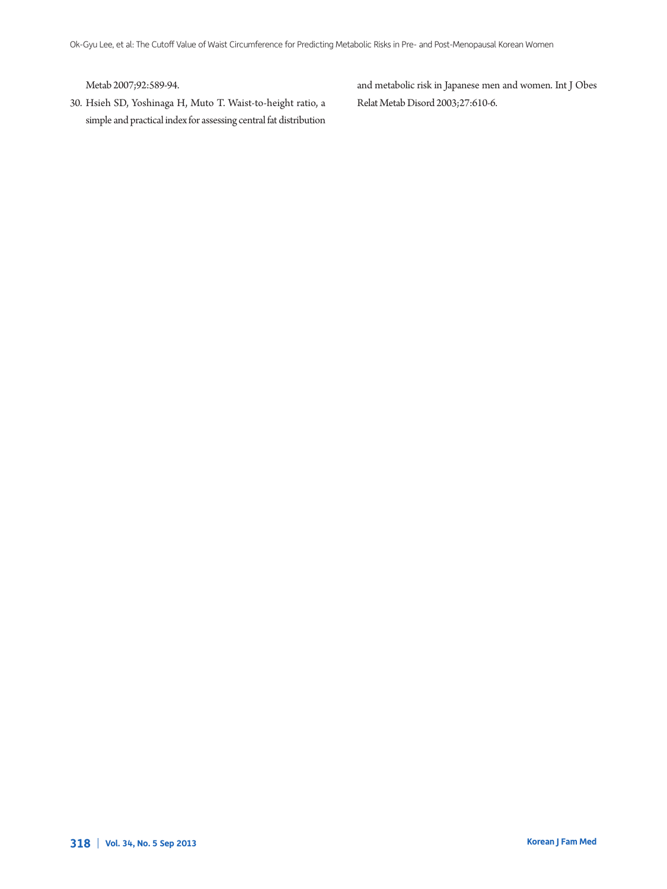Metab 2007;92:589-94.

30. Hsieh SD, Yoshinaga H, Muto T. Waist-to-height ratio, a simple and practical index for assessing central fat distribution and metabolic risk in Japanese men and women. Int J Obes Relat Metab Disord 2003;27:610-6.